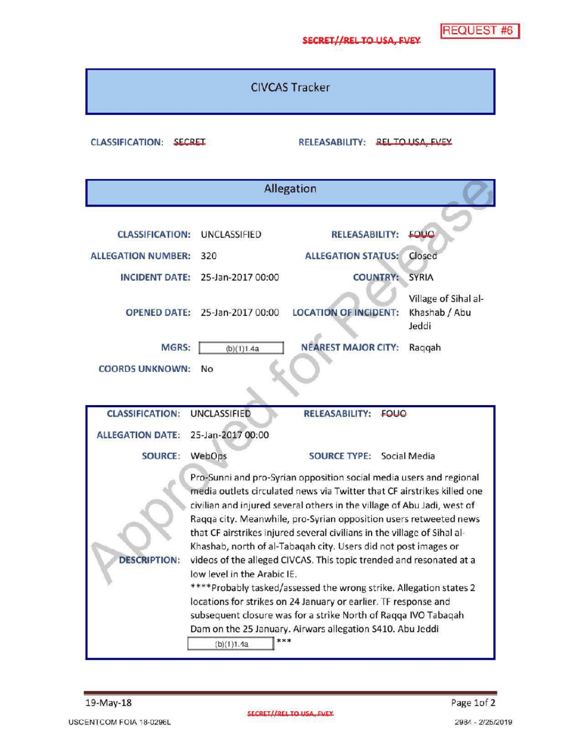REQUEST #6

SECRET//REL TO USA, FVEY

## CIVCAS Tracker

**CLASSIFICATION:** SECRET **RELEASABILITY:** REL TO USA, FVEY

## Allegation

| | | | |
|---|---|---|---|
| **CLASSIFICATION:** | UNCLASSIFIED | **RELEASABILITY:** | FOUO |
| **ALLEGATION NUMBER:** | 320 | **ALLEGATION STATUS:** | Closed |
| **INCIDENT DATE:** | 25-Jan-2017 00:00 | **COUNTRY:** | SYRIA |
| **OPENED DATE:** | 25-Jan-2017 00:00 | **LOCATION OF INCIDENT:** | Village of Sihal al-Khashab / Abu Jeddi |
| **MGRS:** | (b)(1)1.4a | **NEAREST MAJOR CITY:** | Raqqah |
| **COORDS UNKNOWN:** | No | | |

| | | | |
|---|---|---|---|
| **CLASSIFICATION:** | UNCLASSIFIED | **RELEASABILITY:** | FOUO |
| **ALLEGATION DATE:** | 25-Jan-2017 00:00 | | |
| **SOURCE:** | WebOps | **SOURCE TYPE:** | Social Media |

**DESCRIPTION:** Pro-Sunni and pro-Syrian opposition social media users and regional media outlets circulated news via Twitter that CF airstrikes killed one civilian and injured several others in the village of Abu Jadi, west of Raqqa city. Meanwhile, pro-Syrian opposition users retweeted news that CF airstrikes injured several civilians in the village of Sihal al-Khashab, north of al-Tabaqah city. Users did not post images or videos of the alleged CIVCAS. This topic trended and resonated at a low level in the Arabic IE.
****Probably tasked/assessed the wrong strike. Allegation states 2 locations for strikes on 24 January or earlier. TF response and subsequent closure was for a strike North of Raqqa IVO Tabaqah Dam on the 25 January. Airwars allegation S410. Abu Jeddi (b)(1)1.4a ***

19-May-18

SECRET//REL TO USA, FVEY

USCENTCOM FOIA 18-0296L 2984 - 2/25/2019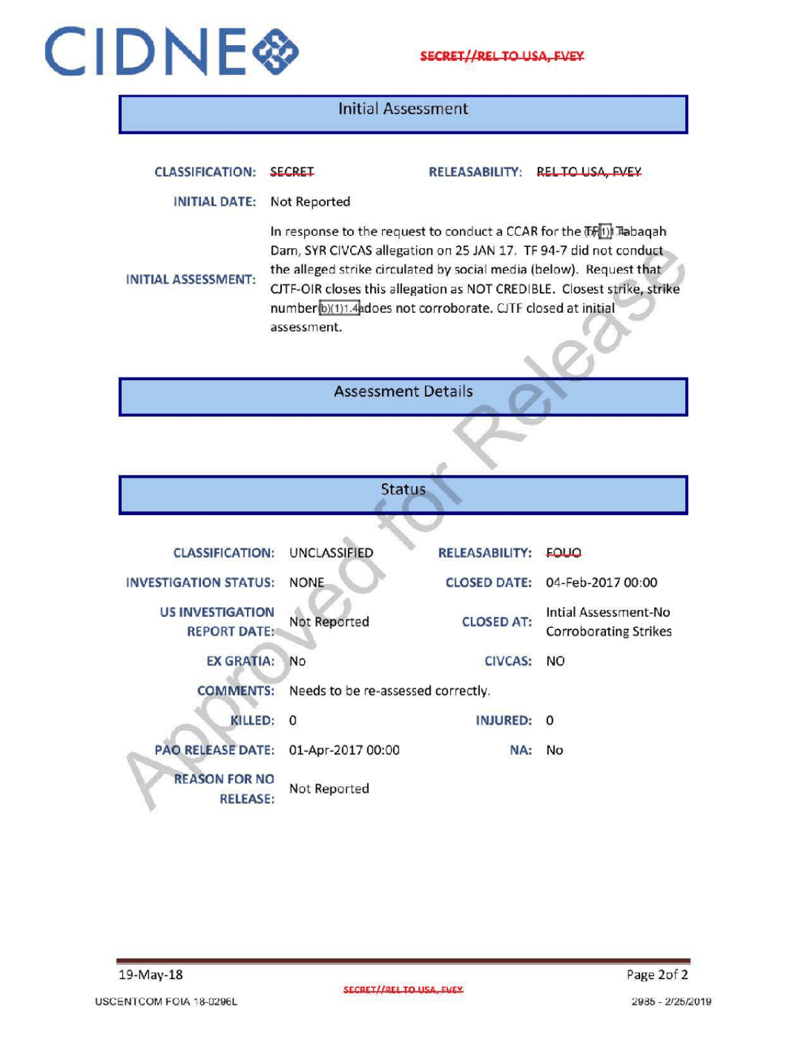CIDNE

SECRET//REL TO USA, FVEY

## Initial Assessment

**CLASSIFICATION:** SECRET **RELEASABILITY:** REL TO USA, FVEY

**INITIAL DATE:** Not Reported

**INITIAL ASSESSMENT:** In response to the request to conduct a CCAR for the (b)(1)1.4 Tabaqah Dam, SYR CIVCAS allegation on 25 JAN 17. TF 94-7 did not conduct the alleged strike circulated by social media (below). Request that CJTF-OIR closes this allegation as NOT CREDIBLE. Closest strike, strike number (b)(1)1.4 does not corroborate. CJTF closed at initial assessment.

## Assessment Details

## Status

| | | | |
|---|---|---|---|
| **CLASSIFICATION:** | UNCLASSIFIED | **RELEASABILITY:** | FOUO |
| **INVESTIGATION STATUS:** | NONE | **CLOSED DATE:** | 04-Feb-2017 00:00 |
| **US INVESTIGATION REPORT DATE:** | Not Reported | **CLOSED AT:** | Intial Assessment-No Corroborating Strikes |
| **EX GRATIA:** | No | **CIVCAS:** | NO |
| **COMMENTS:** | Needs to be re-assessed correctly. | | |
| **KILLED:** | 0 | **INJURED:** | 0 |
| **PAO RELEASE DATE:** | 01-Apr-2017 00:00 | **NA:** | No |
| **REASON FOR NO RELEASE:** | Not Reported | | |

19-May-18

SECRET//REL TO USA, FVEY

USCENTCOM FOIA 18-0296L

2985 - 2/25/2019